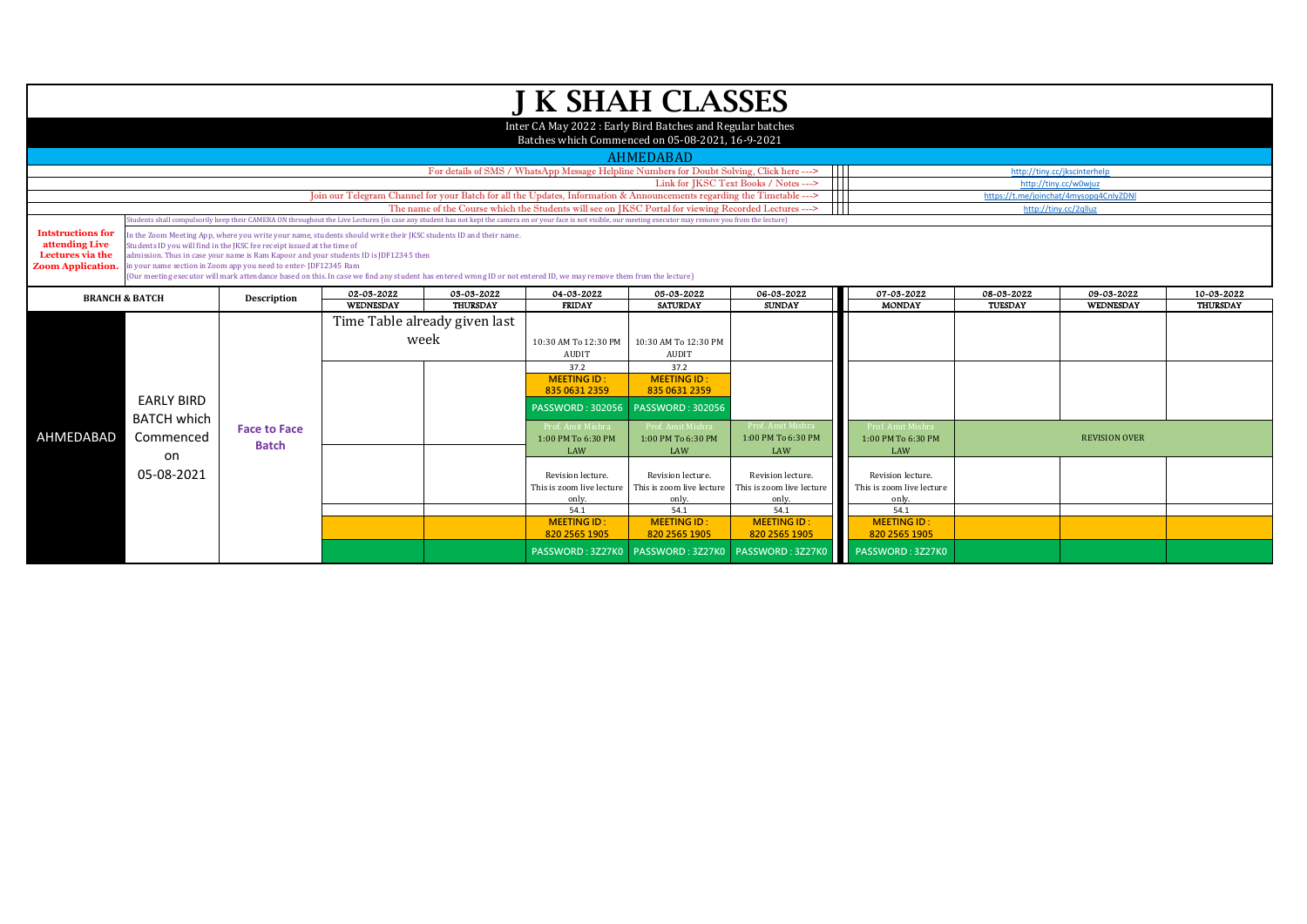# J K SHAH CLASSES

Inter CA May 2022 : Early Bird Batches and Regular batches

Batches which Commenced on 05-08-2021, 16-9-2021

## AHMEDABAD

| | |
|---|---|
| For details of SMS / WhatsApp Message Helpline Numbers for Doubt Solving, Click here ---> | http://tiny.cc/jkscinterhelp |
| Link for JKSC Text Books / Notes ---> | http://tiny.cc/w0wjuz |
| Join our Telegram Channel for your Batch for all the Updates, Information & Announcements regarding the Timetable ---> | https://t.me/joinchat/4mysopq4CnlyZDNl |
| The name of the Course which the Students will see on JKSC Portal for viewing Recorded Lectures ---> | http://tiny.cc/2qlluz |

**Intstructions for attending Live Lectures via the Zoom Application.**

Students shall compulsorily keep their CAMERA ON throughout the Live Lectures (in case any student has not kept the camera on or your face is not visible, our meeting executor may remove you from the lecture)

In the Zoom Meeting App, where you write your name, students should write their JKSC students ID and their name. Students ID you will find in the JKSC fee receipt issued at the time of admission. Thus in case your name is Ram Kapoor and your students ID is JDF12345 then in your name section in Zoom app you need to enter- JDF12345 Ram

(Our meeting executor will mark attendance based on this. In case we find any student has entered wrong ID or not entered ID, we may remove them from the lecture)

| BRANCH & BATCH | | Description | 02-03-2022 WEDNESDAY | 03-03-2022 THURSDAY | 04-03-2022 FRIDAY | 05-03-2022 SATURDAY | 06-03-2022 SUNDAY | 07-03-2022 MONDAY | 08-03-2022 TUESDAY | 09-03-2022 WEDNESDAY | 10-03-2022 THURSDAY |
|---|---|---|---|---|---|---|---|---|---|---|---|
| AHMEDABAD | EARLY BIRD BATCH which Commenced on 05-08-2021 | Face to Face Batch | Time Table already given last week | | 10:30 AM To 12:30 PM AUDIT | 10:30 AM To 12:30 PM AUDIT | | | | | |
| | | | | | 37.2 MEETING ID : 835 0631 2359 PASSWORD : 302056 | 37.2 MEETING ID : 835 0631 2359 PASSWORD : 302056 | | | | | |
| | | | | | Prof. Amit Mishra 1:00 PM To 6:30 PM LAW | Prof. Amit Mishra 1:00 PM To 6:30 PM LAW | Prof. Amit Mishra 1:00 PM To 6:30 PM LAW | Prof. Amit Mishra 1:00 PM To 6:30 PM LAW | REVISION OVER | | |
| | | | | | Revision lecture. This is zoom live lecture only. | Revision lecture. This is zoom live lecture only. | Revision lecture. This is zoom live lecture only. | Revision lecture. This is zoom live lecture only. | | | |
| | | | | | 54.1 MEETING ID : 820 2565 1905 PASSWORD : 3Z27K0 | 54.1 MEETING ID : 820 2565 1905 PASSWORD : 3Z27K0 | 54.1 MEETING ID : 820 2565 1905 PASSWORD : 3Z27K0 | 54.1 MEETING ID : 820 2565 1905 PASSWORD : 3Z27K0 | | | |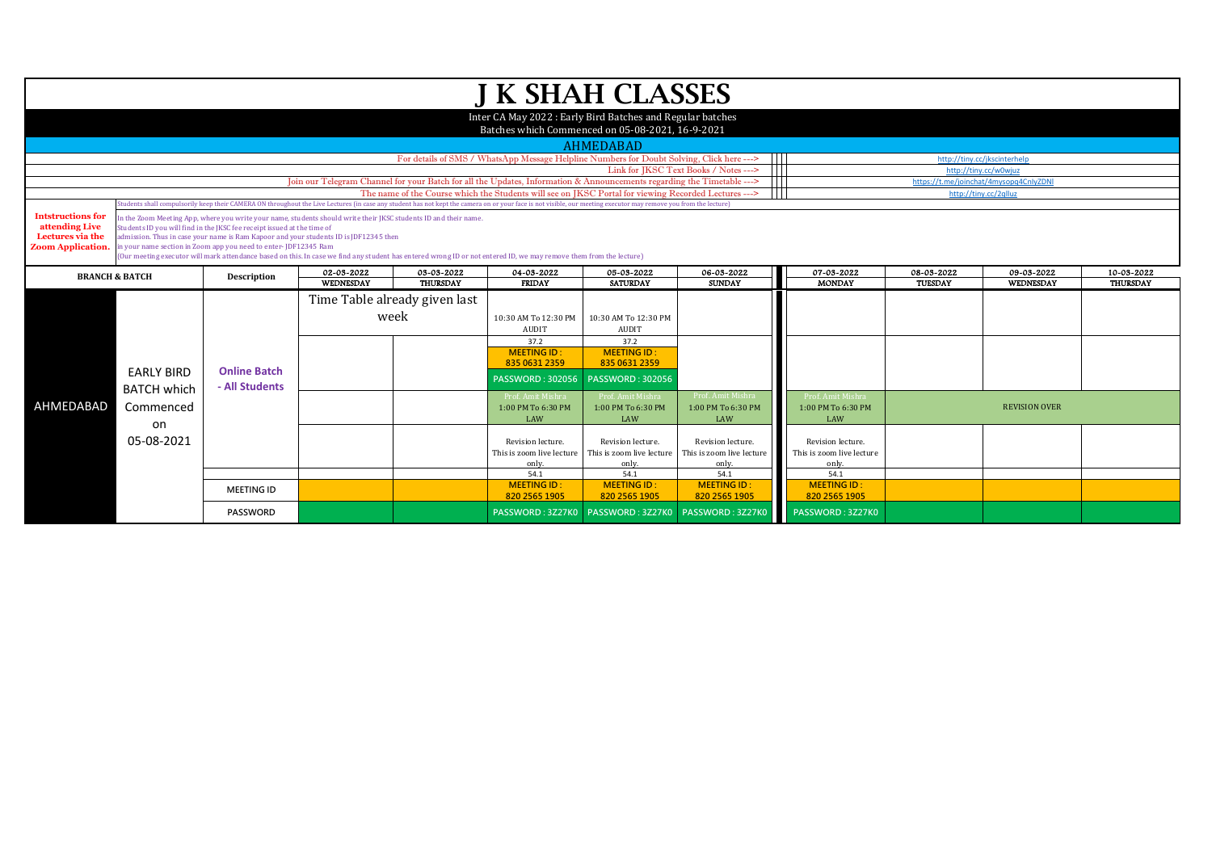# J K SHAH CLASSES

Inter CA May 2022 : Early Bird Batches and Regular batches

Batches which Commenced on 05-08-2021, 16-9-2021

## AHMEDABAD

| | |
|---|---|
| For details of SMS / WhatsApp Message Helpline Numbers for Doubt Solving, Click here ---> | http://tiny.cc/jkscinterhelp |
| Link for JKSC Text Books / Notes ---> | http://tiny.cc/w0wjuz |
| Join our Telegram Channel for your Batch for all the Updates, Information & Announcements regarding the Timetable ---> | https://t.me/joinchat/4mysopq4CnlyZDNl |
| The name of the Course which the Students will see on JKSC Portal for viewing Recorded Lectures ---> | http://tiny.cc/2qlluz |

Students shall compulsorily keep their CAMERA ON throughout the Live Lectures (in case any student has not kept the camera on or your face is not visible, our meeting executor may remove you from the lecture)

**Intstructions for attending Live Lectures via the Zoom Application.**

In the Zoom Meeting App, where you write your name, students should write their JKSC students ID and their name.
Students ID you will find in the JKSC fee receipt issued at the time of admission. Thus in case your name is Ram Kapoor and your students ID is JDF12345 then in your name section in Zoom app you need to enter- JDF12345 Ram
(Our meeting executor will mark attendance based on this. In case we find any student has entered wrong ID or not entered ID, we may remove them from the lecture)

| BRANCH & BATCH | | Description | 02-03-2022 WEDNESDAY | 03-03-2022 THURSDAY | 04-03-2022 FRIDAY | 05-03-2022 SATURDAY | 06-03-2022 SUNDAY | 07-03-2022 MONDAY | 08-03-2022 TUESDAY | 09-03-2022 WEDNESDAY | 10-03-2022 THURSDAY |
|---|---|---|---|---|---|---|---|---|---|---|---|
| AHMEDABAD | EARLY BIRD BATCH which Commenced on 05-08-2021 | Online Batch - All Students | Time Table already given last week | | 10:30 AM To 12:30 PM AUDIT | 10:30 AM To 12:30 PM AUDIT | | | | | |
| | | | | | 37.2 MEETING ID : 835 0631 2359 PASSWORD : 302056 | 37.2 MEETING ID : 835 0631 2359 PASSWORD : 302056 | | | | | |
| | | | | | Prof. Amit Mishra 1:00 PM To 6:30 PM LAW | Prof. Amit Mishra 1:00 PM To 6:30 PM LAW | Prof. Amit Mishra 1:00 PM To 6:30 PM LAW | Prof. Amit Mishra 1:00 PM To 6:30 PM LAW | REVISION OVER | | |
| | | | | | Revision lecture. This is zoom live lecture only. | Revision lecture. This is zoom live lecture only. | Revision lecture. This is zoom live lecture only. | Revision lecture. This is zoom live lecture only. | | | |
| | | | | | 54.1 | 54.1 | 54.1 | 54.1 | | | |
| | | MEETING ID | | | MEETING ID : 820 2565 1905 | MEETING ID : 820 2565 1905 | MEETING ID : 820 2565 1905 | MEETING ID : 820 2565 1905 | | | |
| | | PASSWORD | | | PASSWORD : 3Z27K0 | PASSWORD : 3Z27K0 | PASSWORD : 3Z27K0 | PASSWORD : 3Z27K0 | | | |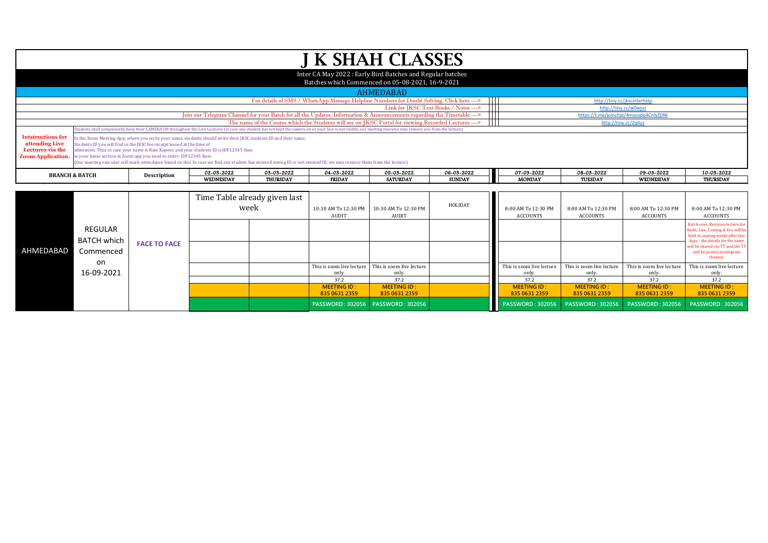# J K SHAH CLASSES

Inter CA May 2022 : Early Bird Batches and Regular batches

Batches which Commenced on 05-08-2021, 16-9-2021

## AHMEDABAD

| | |
|---|---|
| For details of SMS / WhatsApp Message Helpline Numbers for Doubt Solving, Click here ---> | http://tiny.cc/jkscinterhelp |
| Link for JKSC Text Books / Notes ---> | http://tiny.cc/w0wjuz |
| Join our Telegram Channel for your Batch for all the Updates, Information & Announcements regarding the Timetable ---> | https://t.me/joinchat/4mysopq4CnlyZDNl |
| The name of the Course which the Students will see on JKSC Portal for viewing Recorded Lectures ---> | http://tiny.cc/2qlluz |

**Intstructions for attending Live Lectures via the Zoom Application.**

Students shall compulsorily keep their CAMERA ON throughout the Live Lectures (in case any student has not kept the camera on or your face is not visible, our meeting executor may remove you from the lecture)

In the Zoom Meeting App, where you write your name, students should write their JKSC students ID and their name.
Students ID you will find in the JKSC fee receipt issued at the time of admission. Thus in case your name is Ram Kapoor and your students ID is JDF12345 then in your name section in Zoom app you need to enter- JDF12345 Ram
(Our meeting executor will mark attendance based on this. In case we find any student has entered wrong ID or not entered ID, we may remove them from the lecture)

| BRANCH & BATCH | | Description | 02-03-2022 WEDNESDAY | 03-03-2022 THURSDAY | 04-03-2022 FRIDAY | 05-03-2022 SATURDAY | 06-03-2022 SUNDAY | 07-03-2022 MONDAY | 08-03-2022 TUESDAY | 09-03-2022 WEDNESDAY | 10-03-2022 THURSDAY |
|---|---|---|---|---|---|---|---|---|---|---|---|
| AHMEDABAD | REGULAR BATCH which Commenced on 16-09-2021 | FACE TO FACE | Time Table already given last week | | 10:30 AM To 12:30 PM AUDIT | 10:30 AM To 12:30 PM AUDIT | HOLIDAY | 8:00 AM To 12:30 PM ACCOUNTS | 8:00 AM To 12:30 PM ACCOUNTS | 8:00 AM To 12:30 PM ACCOUNTS | 8:00 AM To 12:30 PM ACCOUNTS |
| | | | | | | | | | | | Batch over. Revision lecture for Audit, Law, Costing & Eco will be held in coming weeks after few days - the details for the same will be shared via TT and the TT will be posted in telegram channel. |
| | | | | | | | | | | | |
| | | | | | This is zoom live lecture only. | This is zoom live lecture only. | | This is zoom live lecture only. | This is zoom live lecture only. | This is zoom live lecture only. | This is zoom live lecture only. |
| | | | | | 37.2 | 37.2 | | 37.2 | 37.2 | 37.2 | 37.2 |
| | | | | | MEETING ID : 835 0631 2359 | MEETING ID : 835 0631 2359 | | MEETING ID : 835 0631 2359 | MEETING ID : 835 0631 2359 | MEETING ID : 835 0631 2359 | MEETING ID : 835 0631 2359 |
| | | | | | PASSWORD : 302056 | PASSWORD : 302056 | | PASSWORD : 302056 | PASSWORD : 302056 | PASSWORD : 302056 | PASSWORD : 302056 |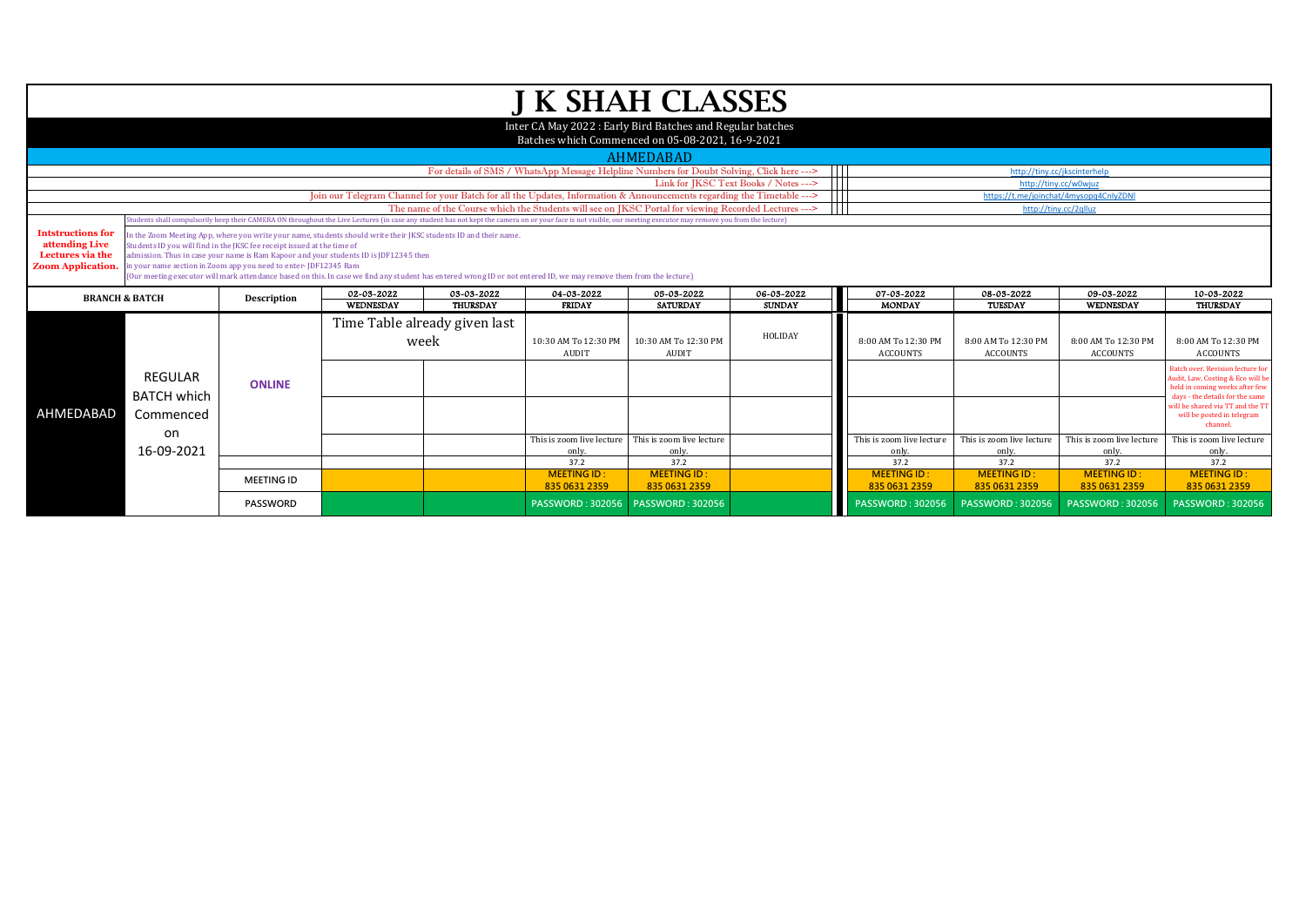# J K SHAH CLASSES

Inter CA May 2022 : Early Bird Batches and Regular batches

Batches which Commenced on 05-08-2021, 16-9-2021

## AHMEDABAD

| | |
|---|---|
| For details of SMS / WhatsApp Message Helpline Numbers for Doubt Solving, Click here ---> | http://tiny.cc/jkscinterhelp |
| Link for JKSC Text Books / Notes ---> | http://tiny.cc/w0wjuz |
| Join our Telegram Channel for your Batch for all the Updates, Information & Announcements regarding the Timetable ---> | https://t.me/joinchat/4mysopq4CnlyZDNl |
| The name of the Course which the Students will see on JKSC Portal for viewing Recorded Lectures ---> | http://tiny.cc/2qlluz |

**Intstructions for attending Live Lectures via the Zoom Application.**

Students shall compulsorily keep their CAMERA ON throughout the Live Lectures (in case any student has not kept the camera on or your face is not visible, our meeting executor may remove you from the lecture)

In the Zoom Meeting App, where you write your name, students should write their JKSC students ID and their name.
Students ID you will find in the JKSC fee receipt issued at the time of admission. Thus in case your name is Ram Kapoor and your students ID is JDF12345 then in your name section in Zoom app you need to enter- JDF12345 Ram
(Our meeting executor will mark attendance based on this. In case we find any student has entered wrong ID or not entered ID, we may remove them from the lecture)

| BRANCH & BATCH | | Description | 02-03-2022 WEDNESDAY | 03-03-2022 THURSDAY | 04-03-2022 FRIDAY | 05-03-2022 SATURDAY | 06-03-2022 SUNDAY | 07-03-2022 MONDAY | 08-03-2022 TUESDAY | 09-03-2022 WEDNESDAY | 10-03-2022 THURSDAY |
|---|---|---|---|---|---|---|---|---|---|---|---|
| AHMEDABAD | REGULAR BATCH which Commenced on 16-09-2021 | ONLINE | Time Table already given last week | | 10:30 AM To 12:30 PM AUDIT | 10:30 AM To 12:30 PM AUDIT | HOLIDAY | 8:00 AM To 12:30 PM ACCOUNTS | 8:00 AM To 12:30 PM ACCOUNTS | 8:00 AM To 12:30 PM ACCOUNTS | 8:00 AM To 12:30 PM ACCOUNTS |
| | | | | | | | | | | | Batch over. Revision lecture for Audit, Law, Costing & Eco will be held in coming weeks after few days - the details for the same will be shared via TT and the TT will be posted in telegram channel. |
| | | | | | This is zoom live lecture only. | This is zoom live lecture only. | | This is zoom live lecture only. | This is zoom live lecture only. | This is zoom live lecture only. | This is zoom live lecture only. |
| | | | | | 37.2 | 37.2 | | 37.2 | 37.2 | 37.2 | 37.2 |
| | | MEETING ID | | | MEETING ID : 835 0631 2359 | MEETING ID : 835 0631 2359 | | MEETING ID : 835 0631 2359 | MEETING ID : 835 0631 2359 | MEETING ID : 835 0631 2359 | MEETING ID : 835 0631 2359 |
| | | PASSWORD | | | PASSWORD : 302056 | PASSWORD : 302056 | | PASSWORD : 302056 | PASSWORD : 302056 | PASSWORD : 302056 | PASSWORD : 302056 |